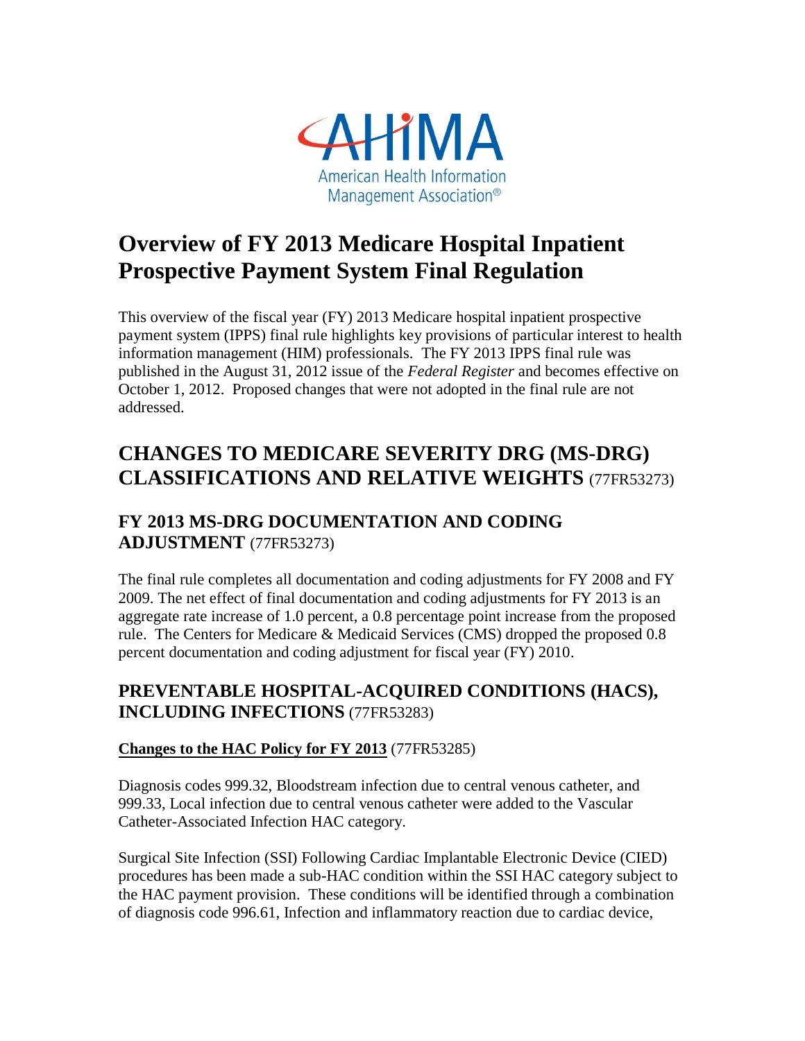# Overview of FY 2013 Medicare Hospital Inpatient Prospective Payment System Final Regulation

This overview of the fiscal year (FY) 2013 Medicare hospital inpatient prospective payment system (IPPS) final rule highlights key provisions of particular interest to health information management (HIM) professionals. The FY 2013 IPPS final rule was published in the August 31, 2012 issue of the *Federal Register* and becomes effective on October 1, 2012. Proposed changes that were not adopted in the final rule are not addressed.

## CHANGES TO MEDICARE SEVERITY DRG (MS-DRG) CLASSIFICATIONS AND RELATIVE WEIGHTS (77FR53273)

### FY 2013 MS-DRG DOCUMENTATION AND CODING ADJUSTMENT (77FR53273)

The final rule completes all documentation and coding adjustments for FY 2008 and FY 2009. The net effect of final documentation and coding adjustments for FY 2013 is an aggregate rate increase of 1.0 percent, a 0.8 percentage point increase from the proposed rule. The Centers for Medicare & Medicaid Services (CMS) dropped the proposed 0.8 percent documentation and coding adjustment for fiscal year (FY) 2010.

### PREVENTABLE HOSPITAL-ACQUIRED CONDITIONS (HACS), INCLUDING INFECTIONS (77FR53283)

**Changes to the HAC Policy for FY 2013** (77FR53285)

Diagnosis codes 999.32, Bloodstream infection due to central venous catheter, and 999.33, Local infection due to central venous catheter were added to the Vascular Catheter-Associated Infection HAC category.

Surgical Site Infection (SSI) Following Cardiac Implantable Electronic Device (CIED) procedures has been made a sub-HAC condition within the SSI HAC category subject to the HAC payment provision. These conditions will be identified through a combination of diagnosis code 996.61, Infection and inflammatory reaction due to cardiac device,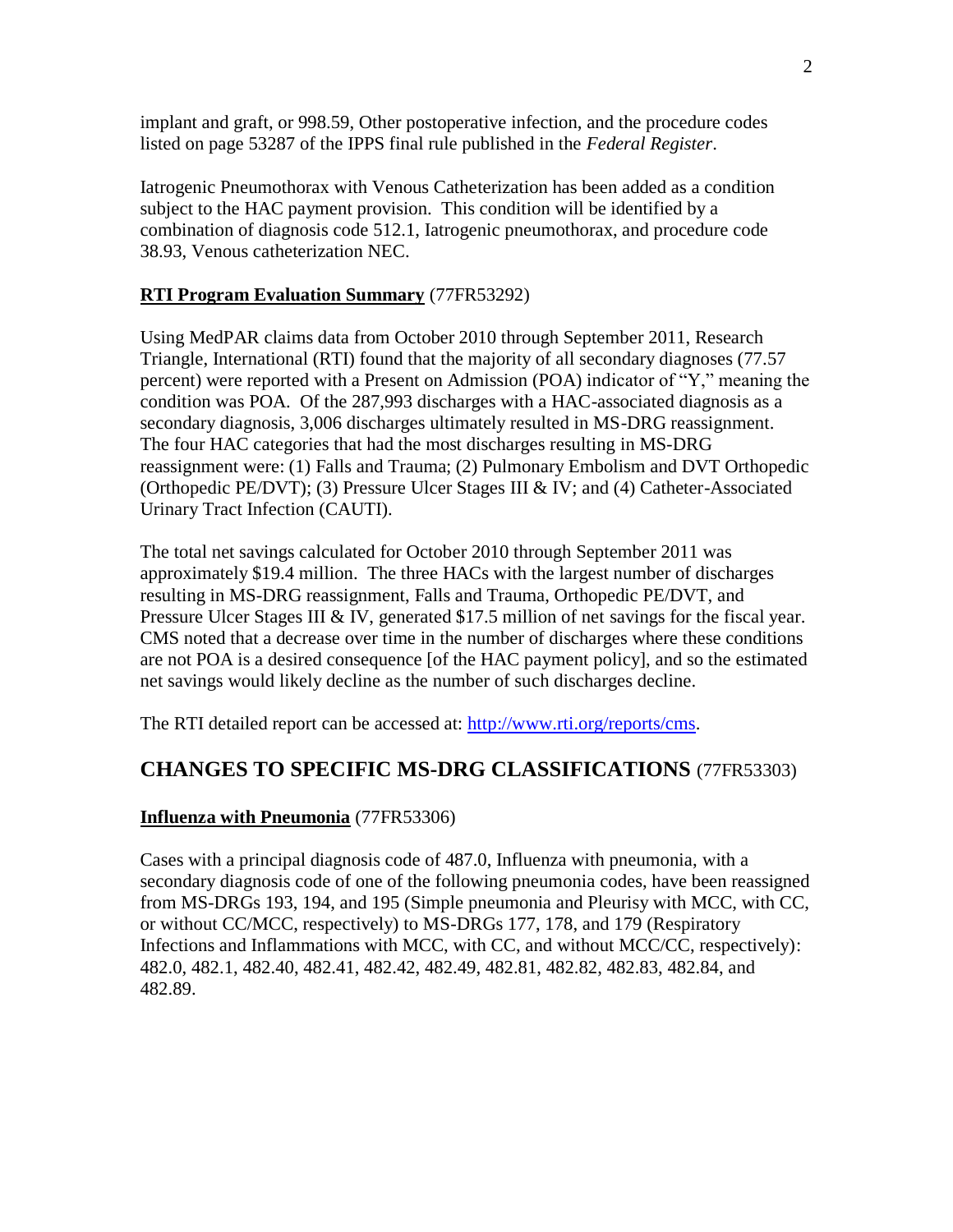implant and graft, or 998.59, Other postoperative infection, and the procedure codes listed on page 53287 of the IPPS final rule published in the *Federal Register*.

Iatrogenic Pneumothorax with Venous Catheterization has been added as a condition subject to the HAC payment provision. This condition will be identified by a combination of diagnosis code 512.1, Iatrogenic pneumothorax, and procedure code 38.93, Venous catheterization NEC.

**RTI Program Evaluation Summary** (77FR53292)

Using MedPAR claims data from October 2010 through September 2011, Research Triangle, International (RTI) found that the majority of all secondary diagnoses (77.57 percent) were reported with a Present on Admission (POA) indicator of "Y," meaning the condition was POA. Of the 287,993 discharges with a HAC-associated diagnosis as a secondary diagnosis, 3,006 discharges ultimately resulted in MS-DRG reassignment. The four HAC categories that had the most discharges resulting in MS-DRG reassignment were: (1) Falls and Trauma; (2) Pulmonary Embolism and DVT Orthopedic (Orthopedic PE/DVT); (3) Pressure Ulcer Stages III & IV; and (4) Catheter-Associated Urinary Tract Infection (CAUTI).

The total net savings calculated for October 2010 through September 2011 was approximately $19.4 million. The three HACs with the largest number of discharges resulting in MS-DRG reassignment, Falls and Trauma, Orthopedic PE/DVT, and Pressure Ulcer Stages III & IV, generated $17.5 million of net savings for the fiscal year. CMS noted that a decrease over time in the number of discharges where these conditions are not POA is a desired consequence [of the HAC payment policy], and so the estimated net savings would likely decline as the number of such discharges decline.

The RTI detailed report can be accessed at: http://www.rti.org/reports/cms.

## CHANGES TO SPECIFIC MS-DRG CLASSIFICATIONS (77FR53303)

**Influenza with Pneumonia** (77FR53306)

Cases with a principal diagnosis code of 487.0, Influenza with pneumonia, with a secondary diagnosis code of one of the following pneumonia codes, have been reassigned from MS-DRGs 193, 194, and 195 (Simple pneumonia and Pleurisy with MCC, with CC, or without CC/MCC, respectively) to MS-DRGs 177, 178, and 179 (Respiratory Infections and Inflammations with MCC, with CC, and without MCC/CC, respectively): 482.0, 482.1, 482.40, 482.41, 482.42, 482.49, 482.81, 482.82, 482.83, 482.84, and 482.89.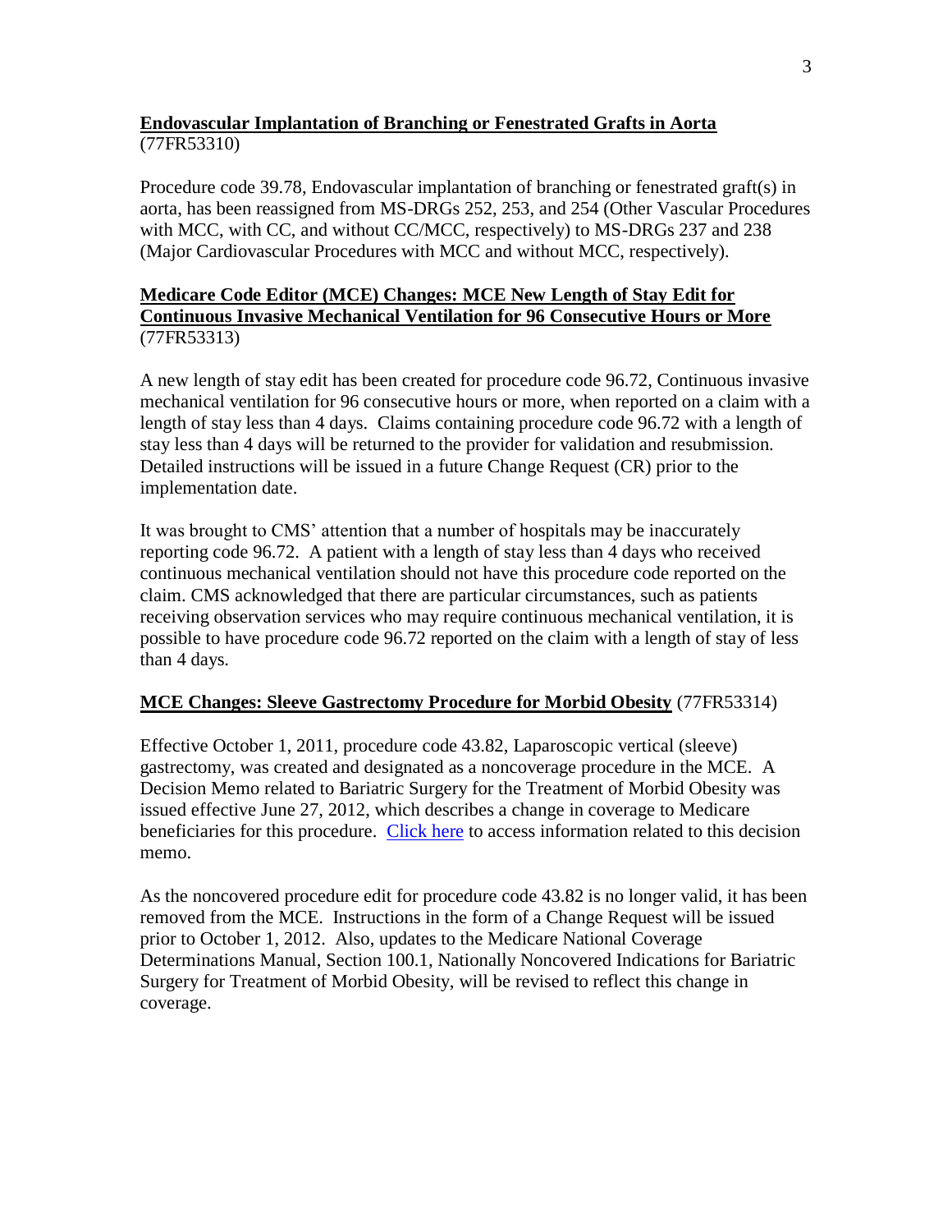**Endovascular Implantation of Branching or Fenestrated Grafts in Aorta**
(77FR53310)

Procedure code 39.78, Endovascular implantation of branching or fenestrated graft(s) in aorta, has been reassigned from MS-DRGs 252, 253, and 254 (Other Vascular Procedures with MCC, with CC, and without CC/MCC, respectively) to MS-DRGs 237 and 238 (Major Cardiovascular Procedures with MCC and without MCC, respectively).

**Medicare Code Editor (MCE) Changes: MCE New Length of Stay Edit for Continuous Invasive Mechanical Ventilation for 96 Consecutive Hours or More**
(77FR53313)

A new length of stay edit has been created for procedure code 96.72, Continuous invasive mechanical ventilation for 96 consecutive hours or more, when reported on a claim with a length of stay less than 4 days. Claims containing procedure code 96.72 with a length of stay less than 4 days will be returned to the provider for validation and resubmission. Detailed instructions will be issued in a future Change Request (CR) prior to the implementation date.

It was brought to CMS' attention that a number of hospitals may be inaccurately reporting code 96.72. A patient with a length of stay less than 4 days who received continuous mechanical ventilation should not have this procedure code reported on the claim. CMS acknowledged that there are particular circumstances, such as patients receiving observation services who may require continuous mechanical ventilation, it is possible to have procedure code 96.72 reported on the claim with a length of stay of less than 4 days.

**MCE Changes: Sleeve Gastrectomy Procedure for Morbid Obesity** (77FR53314)

Effective October 1, 2011, procedure code 43.82, Laparoscopic vertical (sleeve) gastrectomy, was created and designated as a noncoverage procedure in the MCE. A Decision Memo related to Bariatric Surgery for the Treatment of Morbid Obesity was issued effective June 27, 2012, which describes a change in coverage to Medicare beneficiaries for this procedure. Click here to access information related to this decision memo.

As the noncovered procedure edit for procedure code 43.82 is no longer valid, it has been removed from the MCE. Instructions in the form of a Change Request will be issued prior to October 1, 2012. Also, updates to the Medicare National Coverage Determinations Manual, Section 100.1, Nationally Noncovered Indications for Bariatric Surgery for Treatment of Morbid Obesity, will be revised to reflect this change in coverage.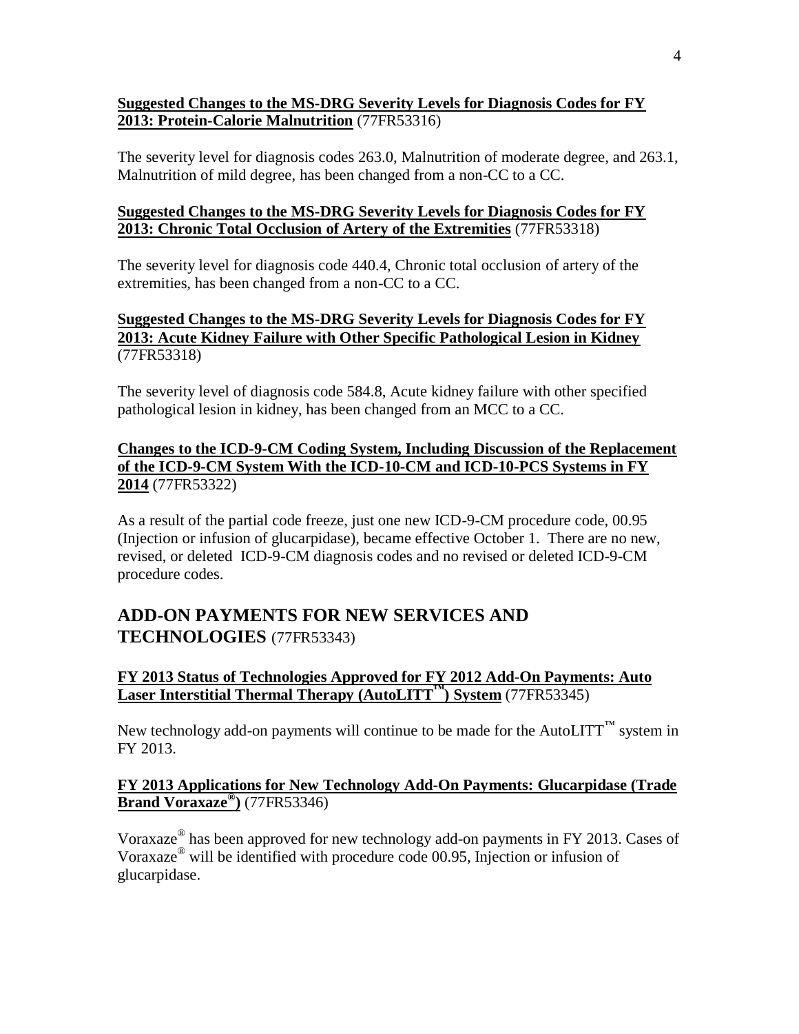**Suggested Changes to the MS-DRG Severity Levels for Diagnosis Codes for FY 2013: Protein-Calorie Malnutrition** (77FR53316)

The severity level for diagnosis codes 263.0, Malnutrition of moderate degree, and 263.1, Malnutrition of mild degree, has been changed from a non-CC to a CC.

**Suggested Changes to the MS-DRG Severity Levels for Diagnosis Codes for FY 2013: Chronic Total Occlusion of Artery of the Extremities** (77FR53318)

The severity level for diagnosis code 440.4, Chronic total occlusion of artery of the extremities, has been changed from a non-CC to a CC.

**Suggested Changes to the MS-DRG Severity Levels for Diagnosis Codes for FY 2013: Acute Kidney Failure with Other Specific Pathological Lesion in Kidney** (77FR53318)

The severity level of diagnosis code 584.8, Acute kidney failure with other specified pathological lesion in kidney, has been changed from an MCC to a CC.

**Changes to the ICD-9-CM Coding System, Including Discussion of the Replacement of the ICD-9-CM System With the ICD-10-CM and ICD-10-PCS Systems in FY 2014** (77FR53322)

As a result of the partial code freeze, just one new ICD-9-CM procedure code, 00.95 (Injection or infusion of glucarpidase), became effective October 1. There are no new, revised, or deleted ICD-9-CM diagnosis codes and no revised or deleted ICD-9-CM procedure codes.

## ADD-ON PAYMENTS FOR NEW SERVICES AND TECHNOLOGIES (77FR53343)

**FY 2013 Status of Technologies Approved for FY 2012 Add-On Payments: Auto Laser Interstitial Thermal Therapy (AutoLITT™) System** (77FR53345)

New technology add-on payments will continue to be made for the AutoLITT™ system in FY 2013.

**FY 2013 Applications for New Technology Add-On Payments: Glucarpidase (Trade Brand Voraxaze®)** (77FR53346)

Voraxaze® has been approved for new technology add-on payments in FY 2013. Cases of Voraxaze® will be identified with procedure code 00.95, Injection or infusion of glucarpidase.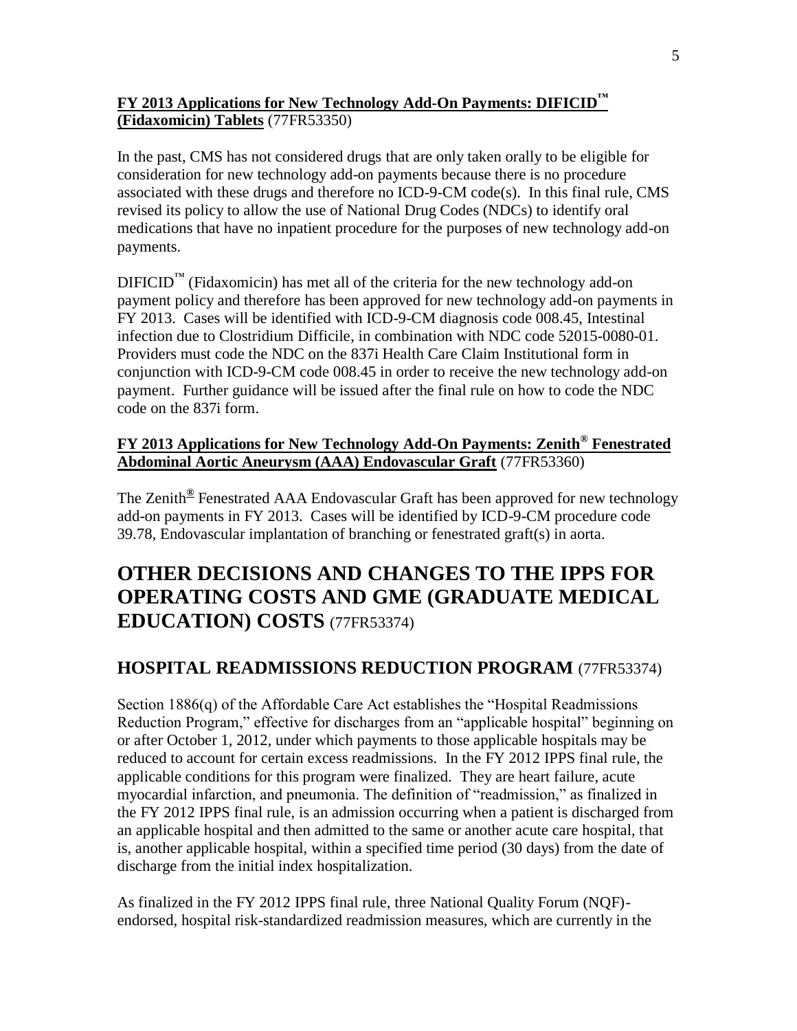**FY 2013 Applications for New Technology Add-On Payments: DIFICID™ (Fidaxomicin) Tablets** (77FR53350)

In the past, CMS has not considered drugs that are only taken orally to be eligible for consideration for new technology add-on payments because there is no procedure associated with these drugs and therefore no ICD-9-CM code(s). In this final rule, CMS revised its policy to allow the use of National Drug Codes (NDCs) to identify oral medications that have no inpatient procedure for the purposes of new technology add-on payments.

DIFICID™ (Fidaxomicin) has met all of the criteria for the new technology add-on payment policy and therefore has been approved for new technology add-on payments in FY 2013. Cases will be identified with ICD-9-CM diagnosis code 008.45, Intestinal infection due to Clostridium Difficile, in combination with NDC code 52015-0080-01. Providers must code the NDC on the 837i Health Care Claim Institutional form in conjunction with ICD-9-CM code 008.45 in order to receive the new technology add-on payment. Further guidance will be issued after the final rule on how to code the NDC code on the 837i form.

**FY 2013 Applications for New Technology Add-On Payments: Zenith® Fenestrated Abdominal Aortic Aneurysm (AAA) Endovascular Graft** (77FR53360)

The Zenith® Fenestrated AAA Endovascular Graft has been approved for new technology add-on payments in FY 2013. Cases will be identified by ICD-9-CM procedure code 39.78, Endovascular implantation of branching or fenestrated graft(s) in aorta.

# OTHER DECISIONS AND CHANGES TO THE IPPS FOR OPERATING COSTS AND GME (GRADUATE MEDICAL EDUCATION) COSTS (77FR53374)

## HOSPITAL READMISSIONS REDUCTION PROGRAM (77FR53374)

Section 1886(q) of the Affordable Care Act establishes the "Hospital Readmissions Reduction Program," effective for discharges from an "applicable hospital" beginning on or after October 1, 2012, under which payments to those applicable hospitals may be reduced to account for certain excess readmissions. In the FY 2012 IPPS final rule, the applicable conditions for this program were finalized. They are heart failure, acute myocardial infarction, and pneumonia. The definition of "readmission," as finalized in the FY 2012 IPPS final rule, is an admission occurring when a patient is discharged from an applicable hospital and then admitted to the same or another acute care hospital, that is, another applicable hospital, within a specified time period (30 days) from the date of discharge from the initial index hospitalization.

As finalized in the FY 2012 IPPS final rule, three National Quality Forum (NQF)-endorsed, hospital risk-standardized readmission measures, which are currently in the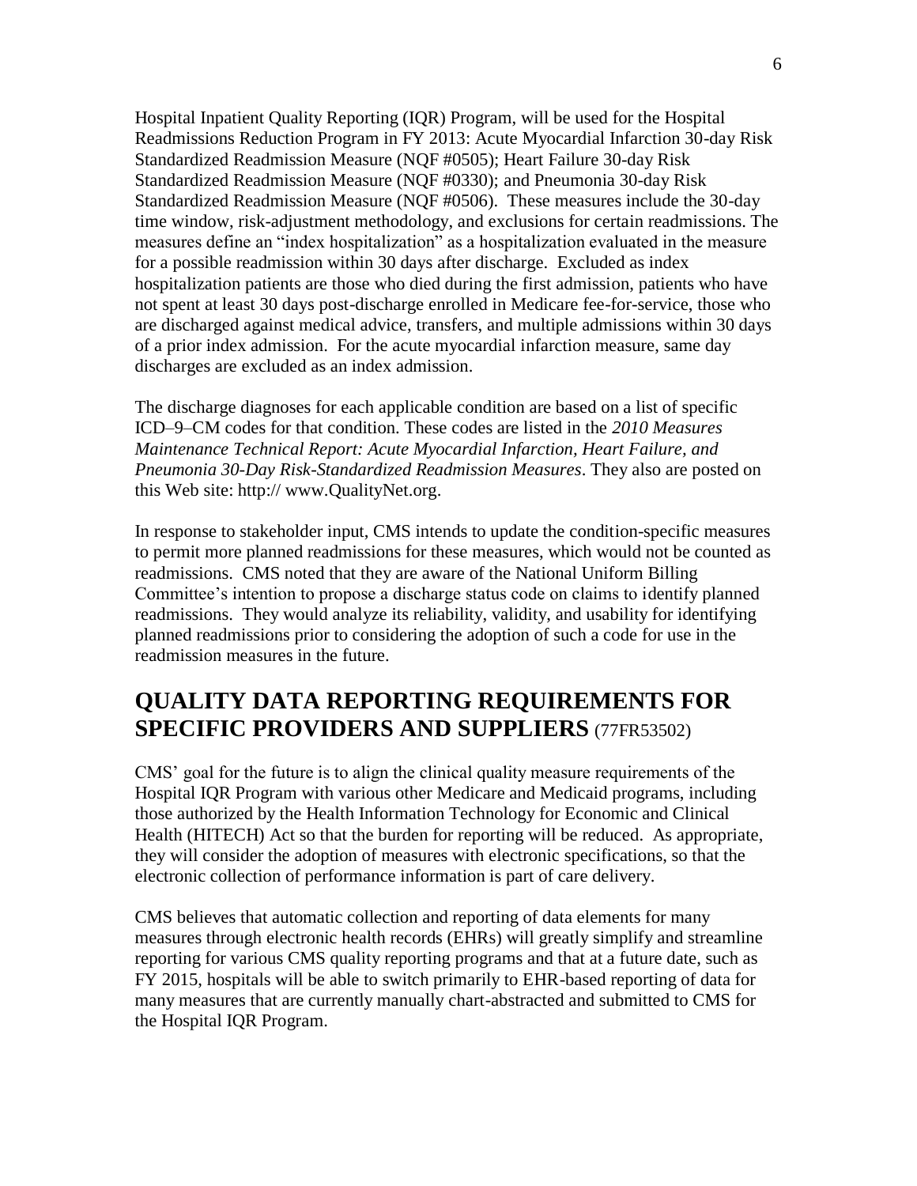Hospital Inpatient Quality Reporting (IQR) Program, will be used for the Hospital Readmissions Reduction Program in FY 2013: Acute Myocardial Infarction 30-day Risk Standardized Readmission Measure (NQF #0505); Heart Failure 30-day Risk Standardized Readmission Measure (NQF #0330); and Pneumonia 30-day Risk Standardized Readmission Measure (NQF #0506). These measures include the 30-day time window, risk-adjustment methodology, and exclusions for certain readmissions. The measures define an "index hospitalization" as a hospitalization evaluated in the measure for a possible readmission within 30 days after discharge. Excluded as index hospitalization patients are those who died during the first admission, patients who have not spent at least 30 days post-discharge enrolled in Medicare fee-for-service, those who are discharged against medical advice, transfers, and multiple admissions within 30 days of a prior index admission. For the acute myocardial infarction measure, same day discharges are excluded as an index admission.

The discharge diagnoses for each applicable condition are based on a list of specific ICD–9–CM codes for that condition. These codes are listed in the *2010 Measures Maintenance Technical Report: Acute Myocardial Infarction, Heart Failure, and Pneumonia 30-Day Risk-Standardized Readmission Measures*. They also are posted on this Web site: http:// www.QualityNet.org.

In response to stakeholder input, CMS intends to update the condition-specific measures to permit more planned readmissions for these measures, which would not be counted as readmissions. CMS noted that they are aware of the National Uniform Billing Committee's intention to propose a discharge status code on claims to identify planned readmissions. They would analyze its reliability, validity, and usability for identifying planned readmissions prior to considering the adoption of such a code for use in the readmission measures in the future.

## QUALITY DATA REPORTING REQUIREMENTS FOR SPECIFIC PROVIDERS AND SUPPLIERS (77FR53502)

CMS' goal for the future is to align the clinical quality measure requirements of the Hospital IQR Program with various other Medicare and Medicaid programs, including those authorized by the Health Information Technology for Economic and Clinical Health (HITECH) Act so that the burden for reporting will be reduced. As appropriate, they will consider the adoption of measures with electronic specifications, so that the electronic collection of performance information is part of care delivery.

CMS believes that automatic collection and reporting of data elements for many measures through electronic health records (EHRs) will greatly simplify and streamline reporting for various CMS quality reporting programs and that at a future date, such as FY 2015, hospitals will be able to switch primarily to EHR-based reporting of data for many measures that are currently manually chart-abstracted and submitted to CMS for the Hospital IQR Program.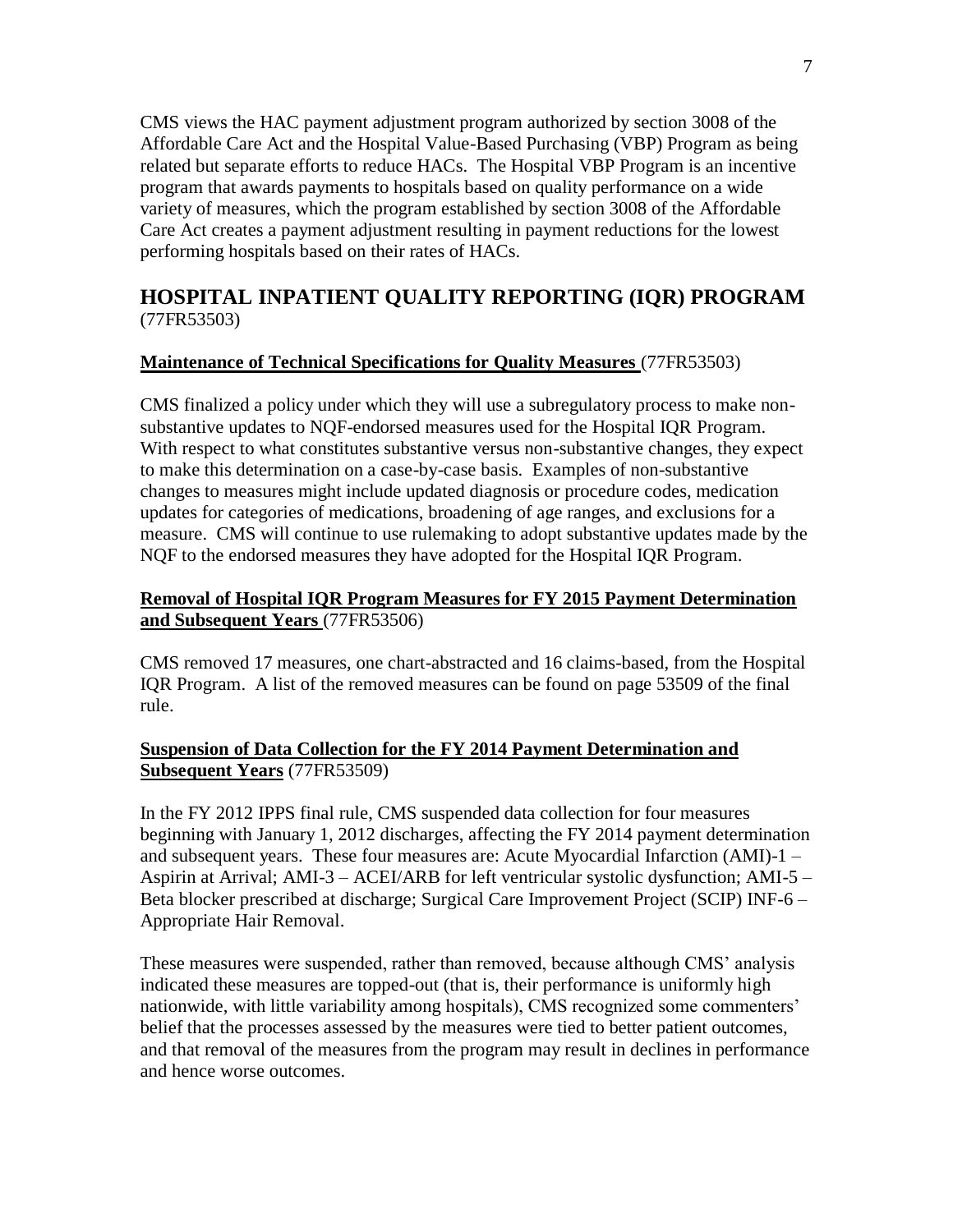CMS views the HAC payment adjustment program authorized by section 3008 of the Affordable Care Act and the Hospital Value-Based Purchasing (VBP) Program as being related but separate efforts to reduce HACs. The Hospital VBP Program is an incentive program that awards payments to hospitals based on quality performance on a wide variety of measures, which the program established by section 3008 of the Affordable Care Act creates a payment adjustment resulting in payment reductions for the lowest performing hospitals based on their rates of HACs.

## HOSPITAL INPATIENT QUALITY REPORTING (IQR) PROGRAM
(77FR53503)

**Maintenance of Technical Specifications for Quality Measures** (77FR53503)

CMS finalized a policy under which they will use a subregulatory process to make non-substantive updates to NQF-endorsed measures used for the Hospital IQR Program. With respect to what constitutes substantive versus non-substantive changes, they expect to make this determination on a case-by-case basis. Examples of non-substantive changes to measures might include updated diagnosis or procedure codes, medication updates for categories of medications, broadening of age ranges, and exclusions for a measure. CMS will continue to use rulemaking to adopt substantive updates made by the NQF to the endorsed measures they have adopted for the Hospital IQR Program.

**Removal of Hospital IQR Program Measures for FY 2015 Payment Determination and Subsequent Years** (77FR53506)

CMS removed 17 measures, one chart-abstracted and 16 claims-based, from the Hospital IQR Program. A list of the removed measures can be found on page 53509 of the final rule.

**Suspension of Data Collection for the FY 2014 Payment Determination and Subsequent Years** (77FR53509)

In the FY 2012 IPPS final rule, CMS suspended data collection for four measures beginning with January 1, 2012 discharges, affecting the FY 2014 payment determination and subsequent years. These four measures are: Acute Myocardial Infarction (AMI)-1 – Aspirin at Arrival; AMI-3 – ACEI/ARB for left ventricular systolic dysfunction; AMI-5 – Beta blocker prescribed at discharge; Surgical Care Improvement Project (SCIP) INF-6 – Appropriate Hair Removal.

These measures were suspended, rather than removed, because although CMS' analysis indicated these measures are topped-out (that is, their performance is uniformly high nationwide, with little variability among hospitals), CMS recognized some commenters' belief that the processes assessed by the measures were tied to better patient outcomes, and that removal of the measures from the program may result in declines in performance and hence worse outcomes.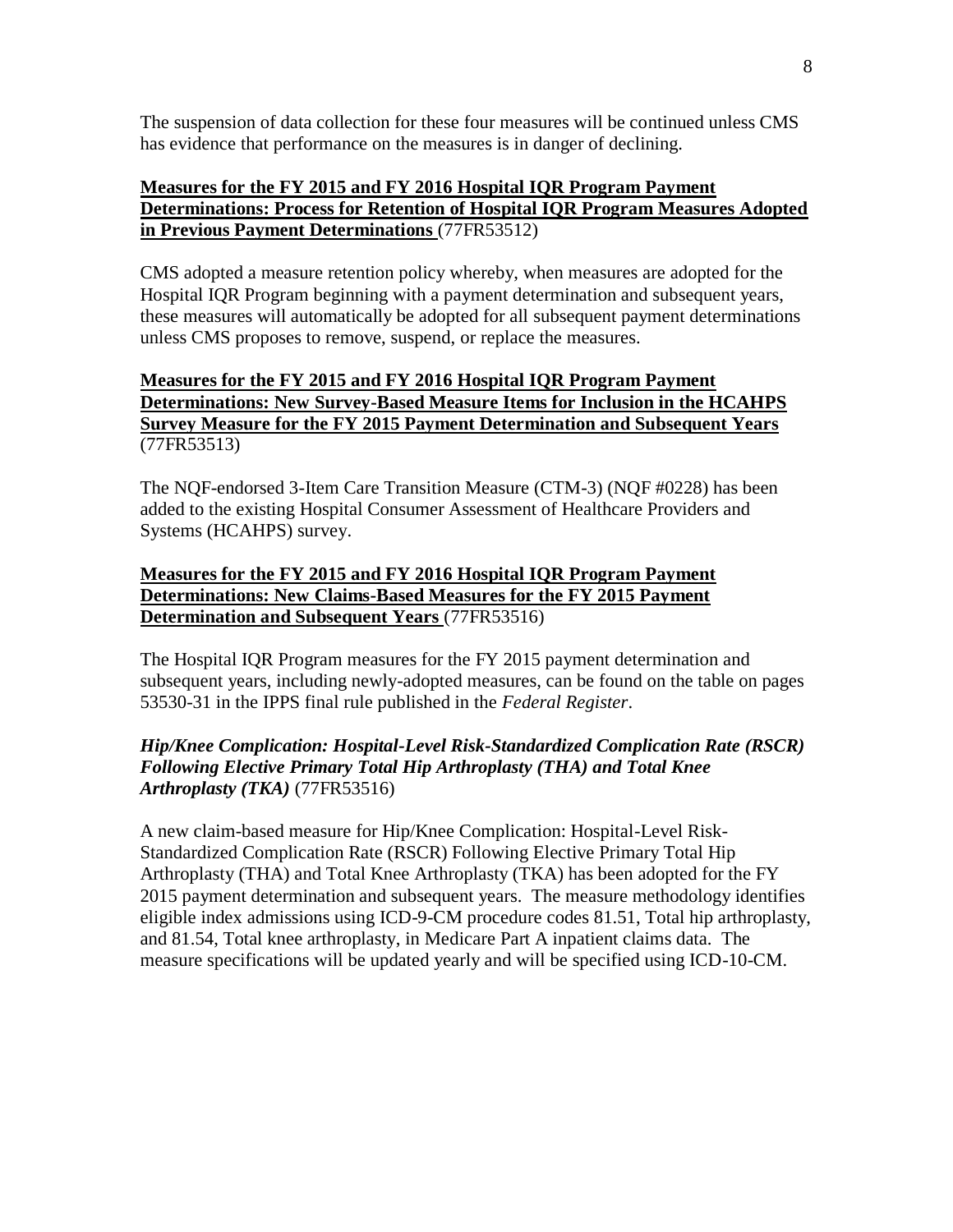The suspension of data collection for these four measures will be continued unless CMS has evidence that performance on the measures is in danger of declining.

**Measures for the FY 2015 and FY 2016 Hospital IQR Program Payment Determinations: Process for Retention of Hospital IQR Program Measures Adopted in Previous Payment Determinations** (77FR53512)

CMS adopted a measure retention policy whereby, when measures are adopted for the Hospital IQR Program beginning with a payment determination and subsequent years, these measures will automatically be adopted for all subsequent payment determinations unless CMS proposes to remove, suspend, or replace the measures.

**Measures for the FY 2015 and FY 2016 Hospital IQR Program Payment Determinations: New Survey-Based Measure Items for Inclusion in the HCAHPS Survey Measure for the FY 2015 Payment Determination and Subsequent Years** (77FR53513)

The NQF-endorsed 3-Item Care Transition Measure (CTM-3) (NQF #0228) has been added to the existing Hospital Consumer Assessment of Healthcare Providers and Systems (HCAHPS) survey.

**Measures for the FY 2015 and FY 2016 Hospital IQR Program Payment Determinations: New Claims-Based Measures for the FY 2015 Payment Determination and Subsequent Years** (77FR53516)

The Hospital IQR Program measures for the FY 2015 payment determination and subsequent years, including newly-adopted measures, can be found on the table on pages 53530-31 in the IPPS final rule published in the *Federal Register*.

***Hip/Knee Complication: Hospital-Level Risk-Standardized Complication Rate (RSCR) Following Elective Primary Total Hip Arthroplasty (THA) and Total Knee Arthroplasty (TKA)*** (77FR53516)

A new claim-based measure for Hip/Knee Complication: Hospital-Level Risk-Standardized Complication Rate (RSCR) Following Elective Primary Total Hip Arthroplasty (THA) and Total Knee Arthroplasty (TKA) has been adopted for the FY 2015 payment determination and subsequent years. The measure methodology identifies eligible index admissions using ICD-9-CM procedure codes 81.51, Total hip arthroplasty, and 81.54, Total knee arthroplasty, in Medicare Part A inpatient claims data. The measure specifications will be updated yearly and will be specified using ICD-10-CM.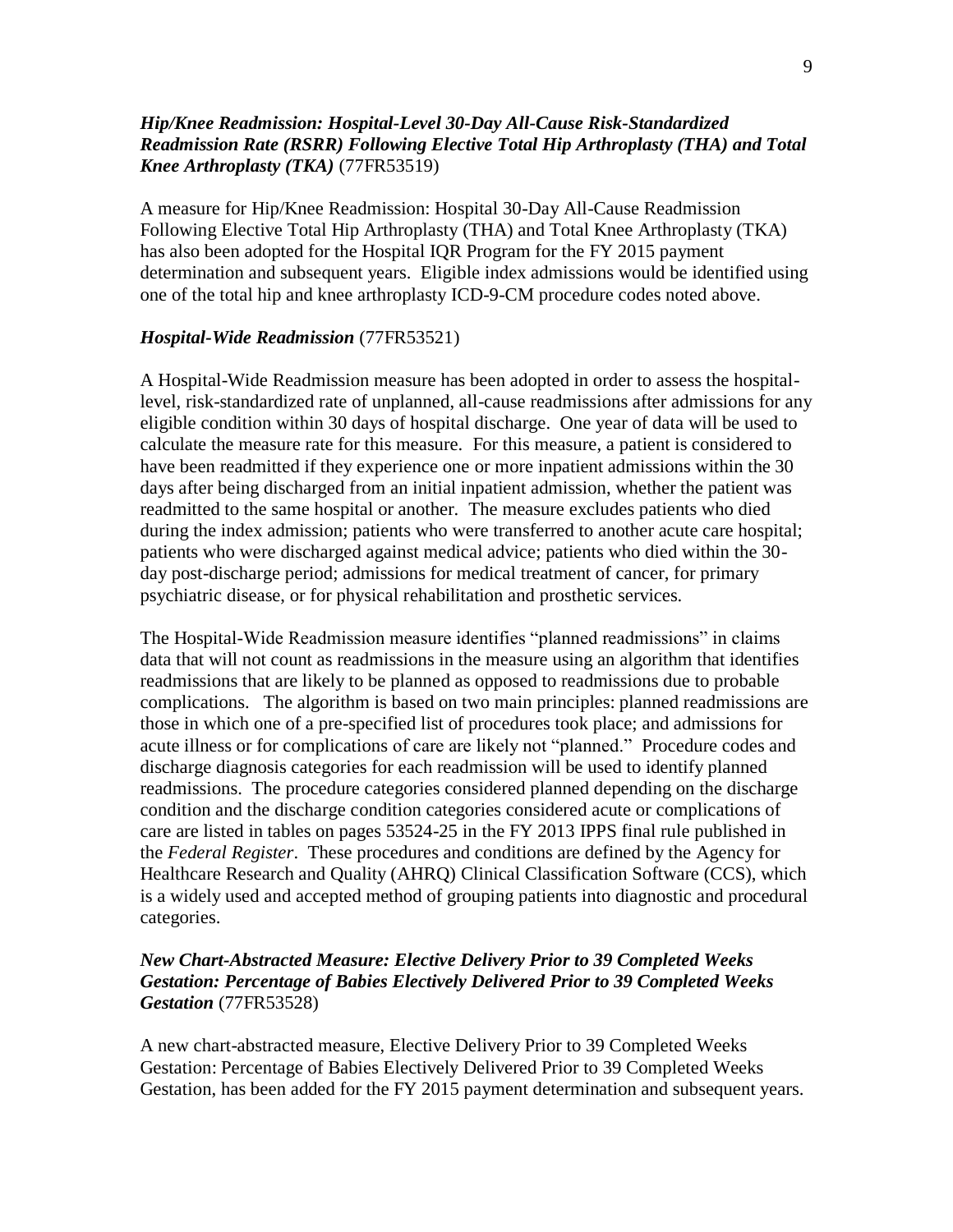***Hip/Knee Readmission: Hospital-Level 30-Day All-Cause Risk-Standardized Readmission Rate (RSRR) Following Elective Total Hip Arthroplasty (THA) and Total Knee Arthroplasty (TKA)*** (77FR53519)

A measure for Hip/Knee Readmission: Hospital 30-Day All-Cause Readmission Following Elective Total Hip Arthroplasty (THA) and Total Knee Arthroplasty (TKA) has also been adopted for the Hospital IQR Program for the FY 2015 payment determination and subsequent years. Eligible index admissions would be identified using one of the total hip and knee arthroplasty ICD-9-CM procedure codes noted above.

***Hospital-Wide Readmission*** (77FR53521)

A Hospital-Wide Readmission measure has been adopted in order to assess the hospital-level, risk-standardized rate of unplanned, all-cause readmissions after admissions for any eligible condition within 30 days of hospital discharge. One year of data will be used to calculate the measure rate for this measure. For this measure, a patient is considered to have been readmitted if they experience one or more inpatient admissions within the 30 days after being discharged from an initial inpatient admission, whether the patient was readmitted to the same hospital or another. The measure excludes patients who died during the index admission; patients who were transferred to another acute care hospital; patients who were discharged against medical advice; patients who died within the 30-day post-discharge period; admissions for medical treatment of cancer, for primary psychiatric disease, or for physical rehabilitation and prosthetic services.

The Hospital-Wide Readmission measure identifies "planned readmissions" in claims data that will not count as readmissions in the measure using an algorithm that identifies readmissions that are likely to be planned as opposed to readmissions due to probable complications. The algorithm is based on two main principles: planned readmissions are those in which one of a pre-specified list of procedures took place; and admissions for acute illness or for complications of care are likely not "planned." Procedure codes and discharge diagnosis categories for each readmission will be used to identify planned readmissions. The procedure categories considered planned depending on the discharge condition and the discharge condition categories considered acute or complications of care are listed in tables on pages 53524-25 in the FY 2013 IPPS final rule published in the *Federal Register*. These procedures and conditions are defined by the Agency for Healthcare Research and Quality (AHRQ) Clinical Classification Software (CCS), which is a widely used and accepted method of grouping patients into diagnostic and procedural categories.

***New Chart-Abstracted Measure: Elective Delivery Prior to 39 Completed Weeks Gestation: Percentage of Babies Electively Delivered Prior to 39 Completed Weeks Gestation*** (77FR53528)

A new chart-abstracted measure, Elective Delivery Prior to 39 Completed Weeks Gestation: Percentage of Babies Electively Delivered Prior to 39 Completed Weeks Gestation, has been added for the FY 2015 payment determination and subsequent years.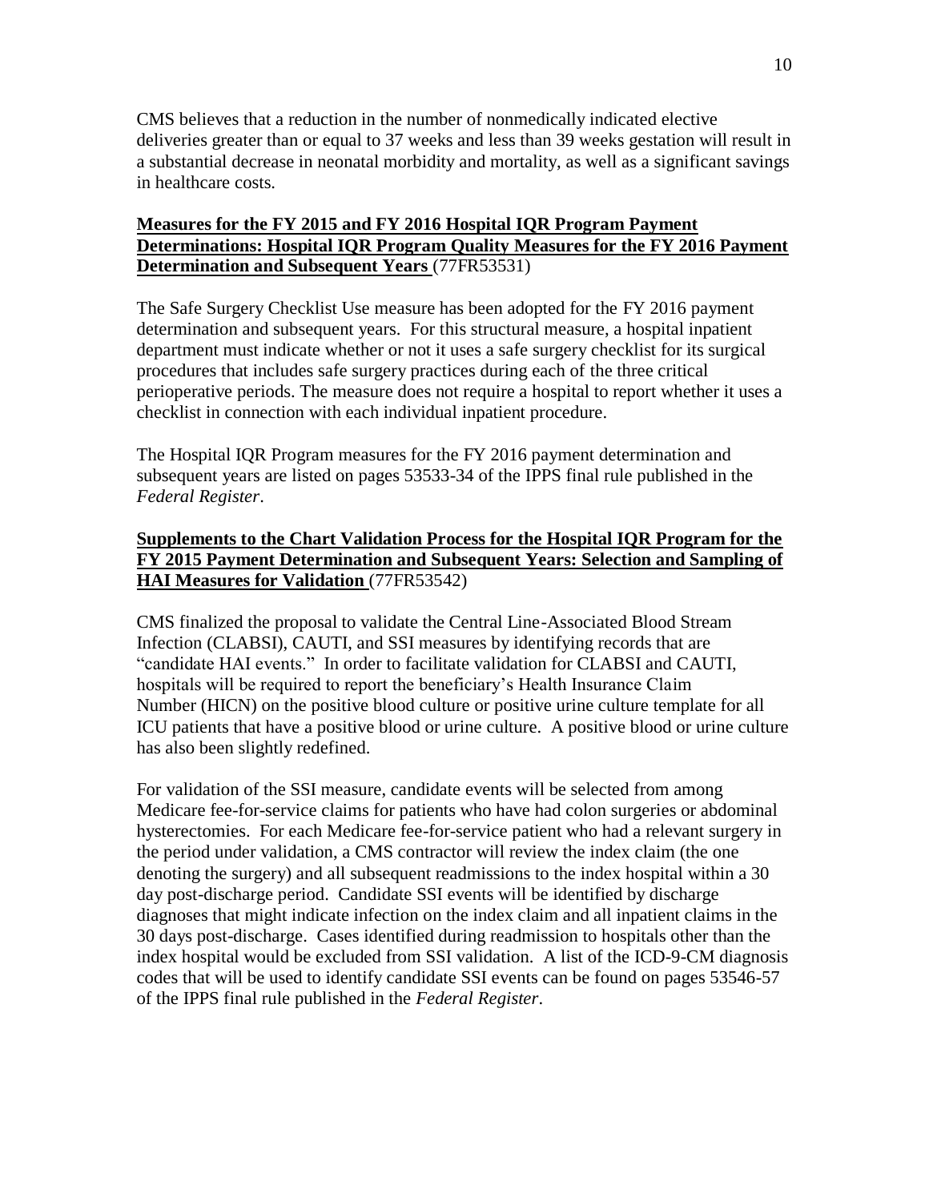CMS believes that a reduction in the number of nonmedically indicated elective deliveries greater than or equal to 37 weeks and less than 39 weeks gestation will result in a substantial decrease in neonatal morbidity and mortality, as well as a significant savings in healthcare costs.

**Measures for the FY 2015 and FY 2016 Hospital IQR Program Payment Determinations: Hospital IQR Program Quality Measures for the FY 2016 Payment Determination and Subsequent Years** (77FR53531)

The Safe Surgery Checklist Use measure has been adopted for the FY 2016 payment determination and subsequent years. For this structural measure, a hospital inpatient department must indicate whether or not it uses a safe surgery checklist for its surgical procedures that includes safe surgery practices during each of the three critical perioperative periods. The measure does not require a hospital to report whether it uses a checklist in connection with each individual inpatient procedure.

The Hospital IQR Program measures for the FY 2016 payment determination and subsequent years are listed on pages 53533-34 of the IPPS final rule published in the *Federal Register*.

**Supplements to the Chart Validation Process for the Hospital IQR Program for the FY 2015 Payment Determination and Subsequent Years: Selection and Sampling of HAI Measures for Validation** (77FR53542)

CMS finalized the proposal to validate the Central Line-Associated Blood Stream Infection (CLABSI), CAUTI, and SSI measures by identifying records that are "candidate HAI events." In order to facilitate validation for CLABSI and CAUTI, hospitals will be required to report the beneficiary's Health Insurance Claim Number (HICN) on the positive blood culture or positive urine culture template for all ICU patients that have a positive blood or urine culture. A positive blood or urine culture has also been slightly redefined.

For validation of the SSI measure, candidate events will be selected from among Medicare fee-for-service claims for patients who have had colon surgeries or abdominal hysterectomies. For each Medicare fee-for-service patient who had a relevant surgery in the period under validation, a CMS contractor will review the index claim (the one denoting the surgery) and all subsequent readmissions to the index hospital within a 30 day post-discharge period. Candidate SSI events will be identified by discharge diagnoses that might indicate infection on the index claim and all inpatient claims in the 30 days post-discharge. Cases identified during readmission to hospitals other than the index hospital would be excluded from SSI validation. A list of the ICD-9-CM diagnosis codes that will be used to identify candidate SSI events can be found on pages 53546-57 of the IPPS final rule published in the *Federal Register*.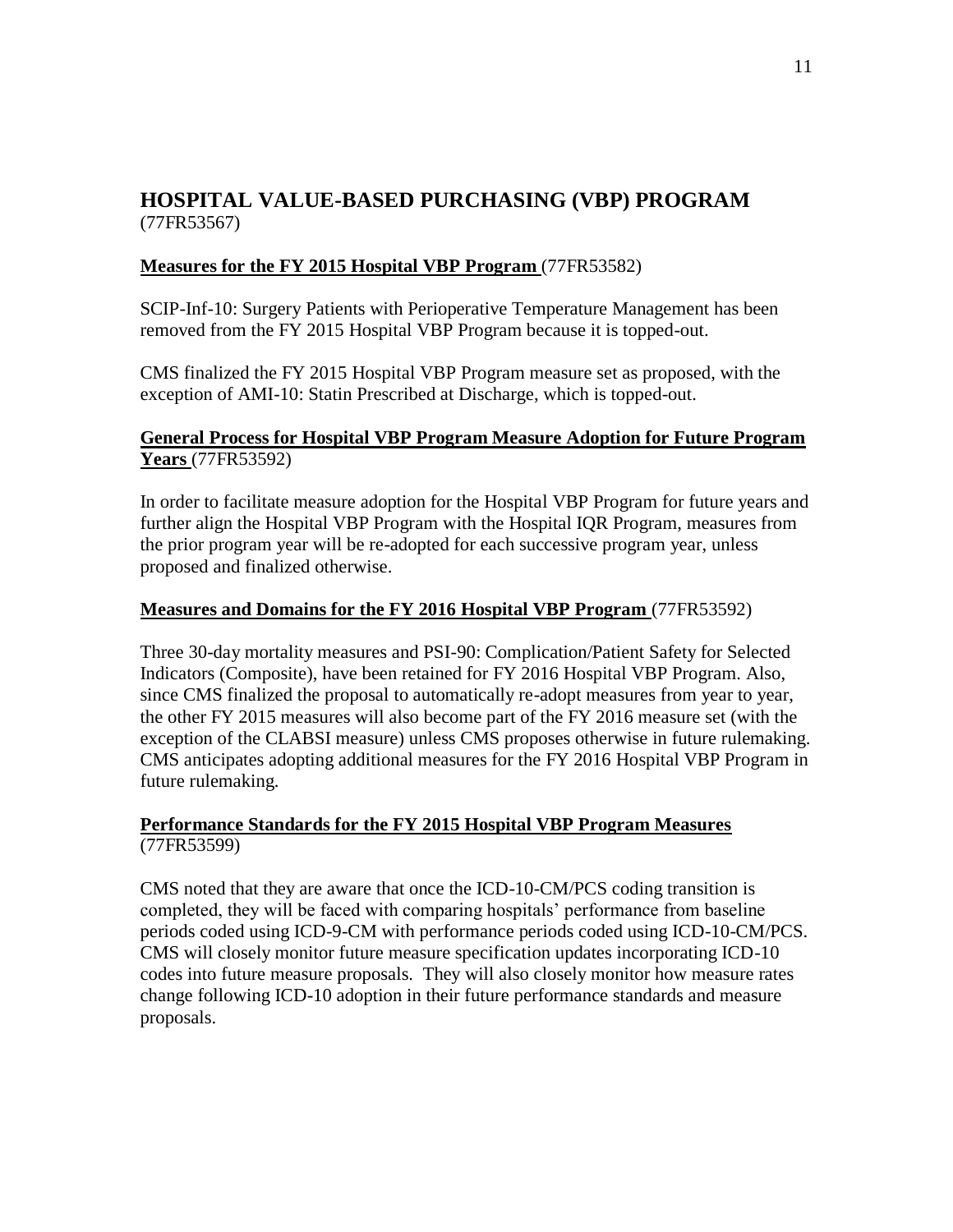## HOSPITAL VALUE-BASED PURCHASING (VBP) PROGRAM

(77FR53567)

**Measures for the FY 2015 Hospital VBP Program** (77FR53582)

SCIP-Inf-10: Surgery Patients with Perioperative Temperature Management has been removed from the FY 2015 Hospital VBP Program because it is topped-out.

CMS finalized the FY 2015 Hospital VBP Program measure set as proposed, with the exception of AMI-10: Statin Prescribed at Discharge, which is topped-out.

**General Process for Hospital VBP Program Measure Adoption for Future Program Years** (77FR53592)

In order to facilitate measure adoption for the Hospital VBP Program for future years and further align the Hospital VBP Program with the Hospital IQR Program, measures from the prior program year will be re-adopted for each successive program year, unless proposed and finalized otherwise.

**Measures and Domains for the FY 2016 Hospital VBP Program** (77FR53592)

Three 30-day mortality measures and PSI-90: Complication/Patient Safety for Selected Indicators (Composite), have been retained for FY 2016 Hospital VBP Program. Also, since CMS finalized the proposal to automatically re-adopt measures from year to year, the other FY 2015 measures will also become part of the FY 2016 measure set (with the exception of the CLABSI measure) unless CMS proposes otherwise in future rulemaking. CMS anticipates adopting additional measures for the FY 2016 Hospital VBP Program in future rulemaking.

**Performance Standards for the FY 2015 Hospital VBP Program Measures** (77FR53599)

CMS noted that they are aware that once the ICD-10-CM/PCS coding transition is completed, they will be faced with comparing hospitals' performance from baseline periods coded using ICD-9-CM with performance periods coded using ICD-10-CM/PCS. CMS will closely monitor future measure specification updates incorporating ICD-10 codes into future measure proposals. They will also closely monitor how measure rates change following ICD-10 adoption in their future performance standards and measure proposals.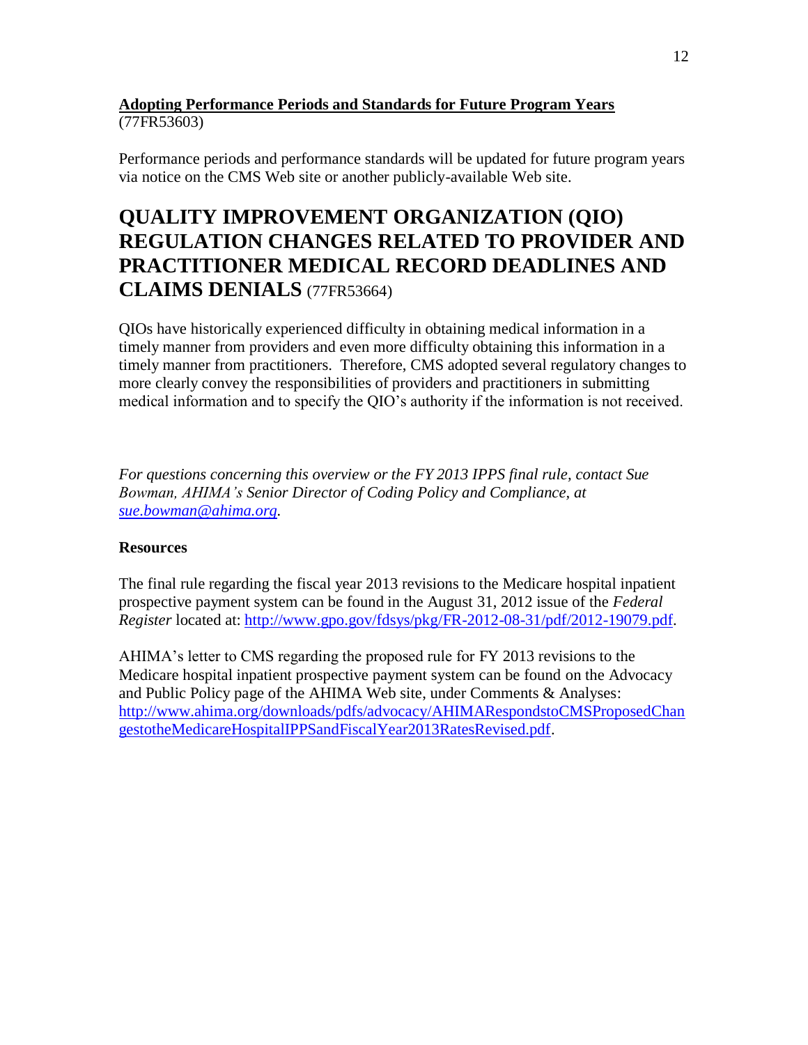**Adopting Performance Periods and Standards for Future Program Years**
(77FR53603)

Performance periods and performance standards will be updated for future program years via notice on the CMS Web site or another publicly-available Web site.

# QUALITY IMPROVEMENT ORGANIZATION (QIO) REGULATION CHANGES RELATED TO PROVIDER AND PRACTITIONER MEDICAL RECORD DEADLINES AND CLAIMS DENIALS (77FR53664)

QIOs have historically experienced difficulty in obtaining medical information in a timely manner from providers and even more difficulty obtaining this information in a timely manner from practitioners. Therefore, CMS adopted several regulatory changes to more clearly convey the responsibilities of providers and practitioners in submitting medical information and to specify the QIO's authority if the information is not received.

*For questions concerning this overview or the FY 2013 IPPS final rule, contact Sue Bowman, AHIMA's Senior Director of Coding Policy and Compliance, at [sue.bowman@ahima.org](mailto:sue.bowman@ahima.org).*

**Resources**

The final rule regarding the fiscal year 2013 revisions to the Medicare hospital inpatient prospective payment system can be found in the August 31, 2012 issue of the *Federal Register* located at: http://www.gpo.gov/fdsys/pkg/FR-2012-08-31/pdf/2012-19079.pdf.

AHIMA's letter to CMS regarding the proposed rule for FY 2013 revisions to the Medicare hospital inpatient prospective payment system can be found on the Advocacy and Public Policy page of the AHIMA Web site, under Comments & Analyses: http://www.ahima.org/downloads/pdfs/advocacy/AHIMARespondstoCMSProposedChangestotheMedicareHospitalIPPSandFiscalYear2013RatesRevised.pdf.